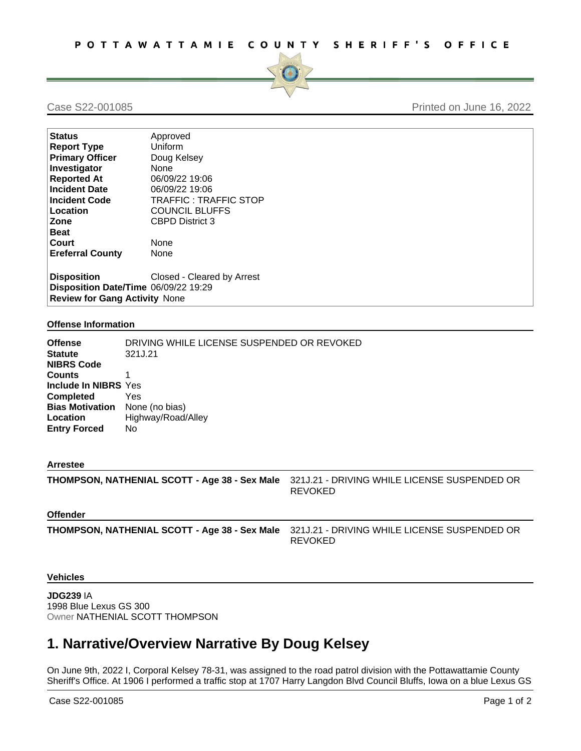POTTAWATTAMIE COUNTY SHERIFF'S OFFICE

Case S22-001085 Printed on June 16, 2022

| | |
|---|---|
| **Status** | Approved |
| **Report Type** | Uniform |
| **Primary Officer** | Doug Kelsey |
| **Investigator** | None |
| **Reported At** | 06/09/22 19:06 |
| **Incident Date** | 06/09/22 19:06 |
| **Incident Code** | TRAFFIC : TRAFFIC STOP |
| **Location** | COUNCIL BLUFFS |
| **Zone** | CBPD District 3 |
| **Beat** | |
| **Court** | None |
| **Ereferral County** | None |
| **Disposition** | Closed - Cleared by Arrest |
| **Disposition Date/Time** | 06/09/22 19:29 |
| **Review for Gang Activity** | None |

### Offense Information

| | |
|---|---|
| **Offense** | DRIVING WHILE LICENSE SUSPENDED OR REVOKED |
| **Statute** | 321J.21 |
| **NIBRS Code** | |
| **Counts** | 1 |
| **Include In NIBRS** | Yes |
| **Completed** | Yes |
| **Bias Motivation** | None (no bias) |
| **Location** | Highway/Road/Alley |
| **Entry Forced** | No |

### Arrestee

**THOMPSON, NATHENIAL SCOTT - Age 38 - Sex Male** 321J.21 - DRIVING WHILE LICENSE SUSPENDED OR REVOKED

### Offender

**THOMPSON, NATHENIAL SCOTT - Age 38 - Sex Male** 321J.21 - DRIVING WHILE LICENSE SUSPENDED OR REVOKED

### Vehicles

**JDG239** IA
1998 Blue Lexus GS 300
Owner NATHENIAL SCOTT THOMPSON

# 1. Narrative/Overview Narrative By Doug Kelsey

On June 9th, 2022 I, Corporal Kelsey 78-31, was assigned to the road patrol division with the Pottawattamie County Sheriff's Office. At 1906 I performed a traffic stop at 1707 Harry Langdon Blvd Council Bluffs, Iowa on a blue Lexus GS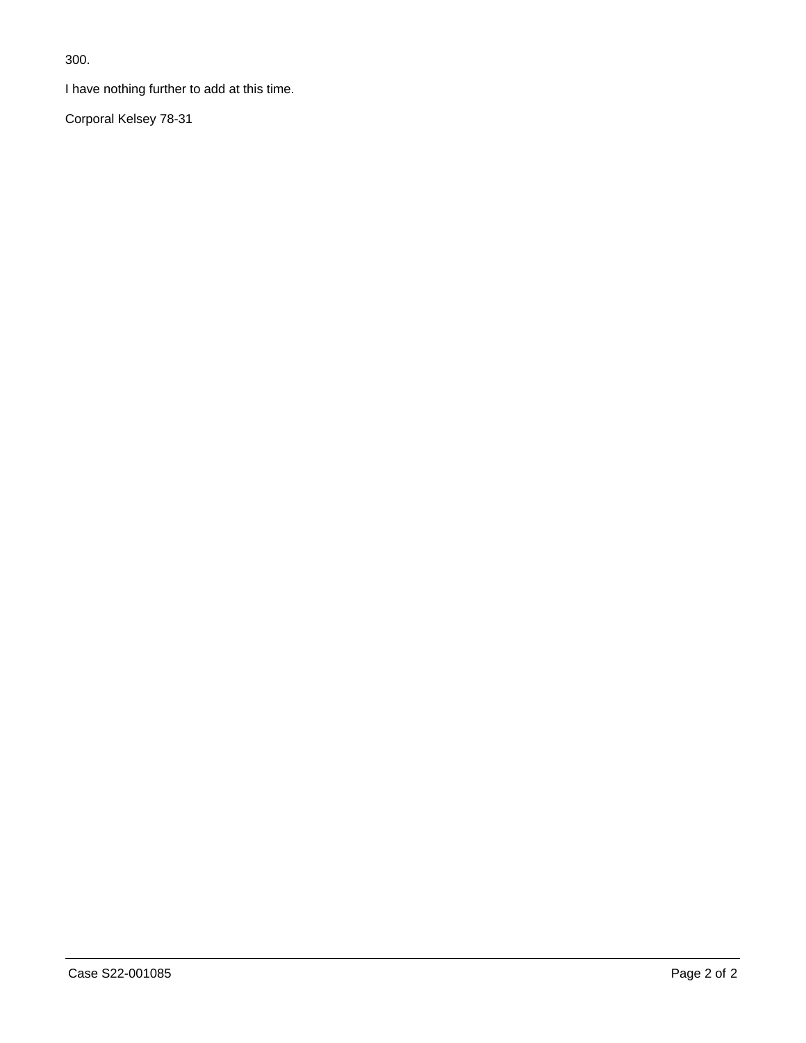300.

I have nothing further to add at this time.

Corporal Kelsey 78-31